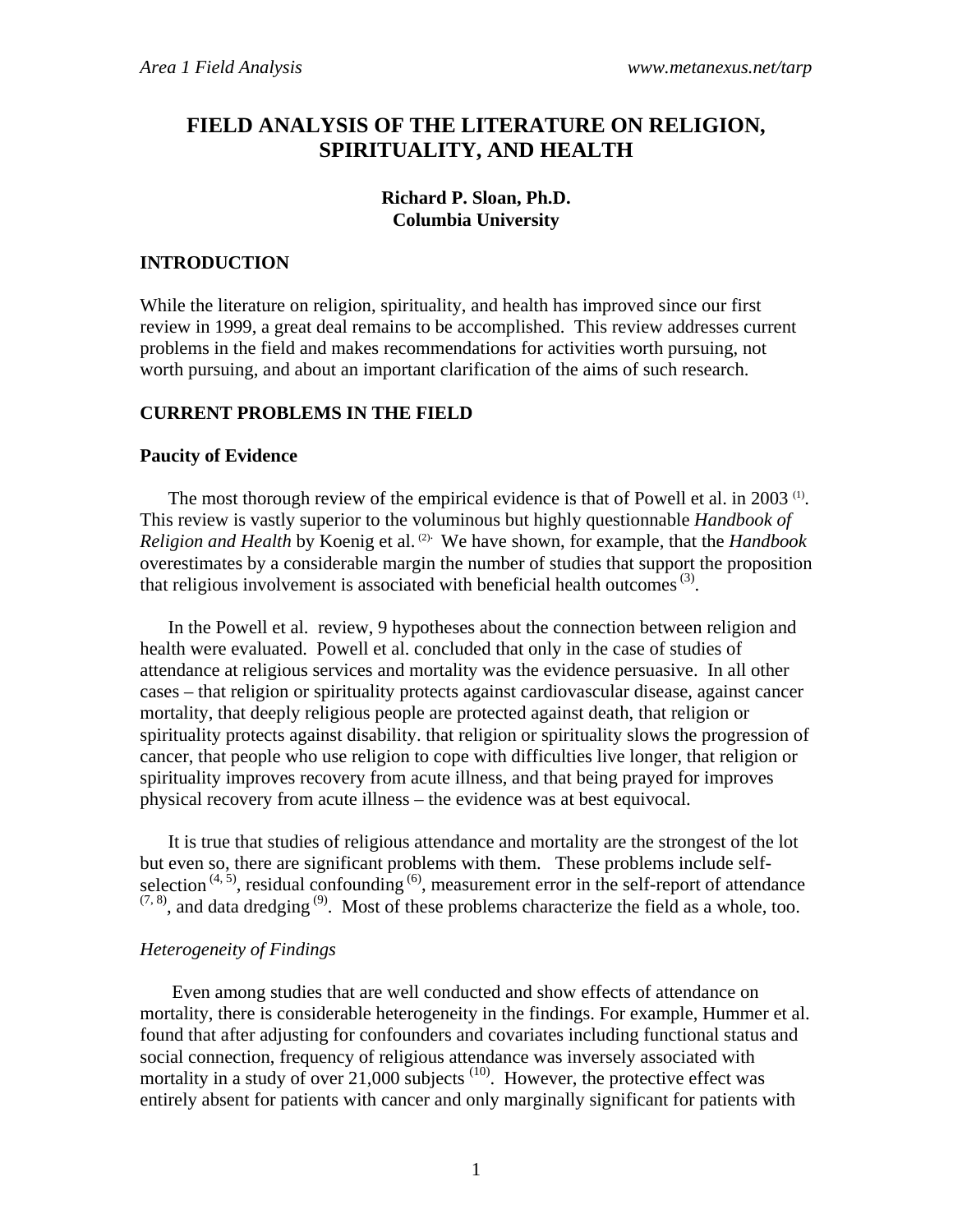# FIELD ANALYSIS OF THE LITERATURE ON RELIGION, SPIRITUALITY, AND HEALTH

**Richard P. Sloan, Ph.D.**
**Columbia University**

## INTRODUCTION

While the literature on religion, spirituality, and health has improved since our first review in 1999, a great deal remains to be accomplished. This review addresses current problems in the field and makes recommendations for activities worth pursuing, not worth pursuing, and about an important clarification of the aims of such research.

## CURRENT PROBLEMS IN THE FIELD

### Paucity of Evidence

The most thorough review of the empirical evidence is that of Powell et al. in 2003 [(1)]. This review is vastly superior to the voluminous but highly questionnable *Handbook of Religion and Health* by Koenig et al. [(2)] We have shown, for example, that the *Handbook* overestimates by a considerable margin the number of studies that support the proposition that religious involvement is associated with beneficial health outcomes [(3)].

In the Powell et al. review, 9 hypotheses about the connection between religion and health were evaluated. Powell et al. concluded that only in the case of studies of attendance at religious services and mortality was the evidence persuasive. In all other cases – that religion or spirituality protects against cardiovascular disease, against cancer mortality, that deeply religious people are protected against death, that religion or spirituality protects against disability. that religion or spirituality slows the progression of cancer, that people who use religion to cope with difficulties live longer, that religion or spirituality improves recovery from acute illness, and that being prayed for improves physical recovery from acute illness – the evidence was at best equivocal.

It is true that studies of religious attendance and mortality are the strongest of the lot but even so, there are significant problems with them. These problems include self-selection [(4, 5)], residual confounding [(6)], measurement error in the self-report of attendance [(7, 8)], and data dredging [(9)]. Most of these problems characterize the field as a whole, too.

#### *Heterogeneity of Findings*

Even among studies that are well conducted and show effects of attendance on mortality, there is considerable heterogeneity in the findings. For example, Hummer et al. found that after adjusting for confounders and covariates including functional status and social connection, frequency of religious attendance was inversely associated with mortality in a study of over 21,000 subjects [(10)]. However, the protective effect was entirely absent for patients with cancer and only marginally significant for patients with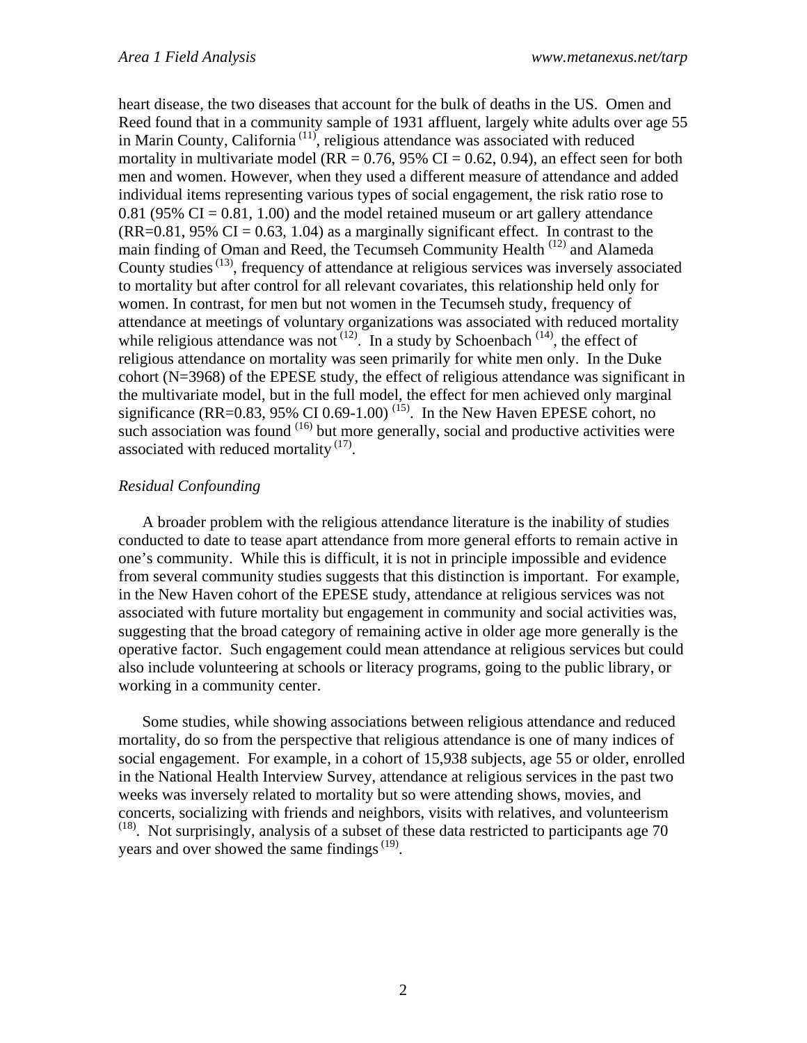heart disease, the two diseases that account for the bulk of deaths in the US. Omen and Reed found that in a community sample of 1931 affluent, largely white adults over age 55 in Marin County, California [11], religious attendance was associated with reduced mortality in multivariate model (RR = 0.76, 95% CI = 0.62, 0.94), an effect seen for both men and women. However, when they used a different measure of attendance and added individual items representing various types of social engagement, the risk ratio rose to 0.81 (95% CI = 0.81, 1.00) and the model retained museum or art gallery attendance (RR=0.81, 95% CI = 0.63, 1.04) as a marginally significant effect. In contrast to the main finding of Oman and Reed, the Tecumseh Community Health [12] and Alameda County studies [13], frequency of attendance at religious services was inversely associated to mortality but after control for all relevant covariates, this relationship held only for women. In contrast, for men but not women in the Tecumseh study, frequency of attendance at meetings of voluntary organizations was associated with reduced mortality while religious attendance was not [12]. In a study by Schoenbach [14], the effect of religious attendance on mortality was seen primarily for white men only. In the Duke cohort (N=3968) of the EPESE study, the effect of religious attendance was significant in the multivariate model, but in the full model, the effect for men achieved only marginal significance (RR=0.83, 95% CI 0.69-1.00) [15]. In the New Haven EPESE cohort, no such association was found [16] but more generally, social and productive activities were associated with reduced mortality [17].

*Residual Confounding*

A broader problem with the religious attendance literature is the inability of studies conducted to date to tease apart attendance from more general efforts to remain active in one's community. While this is difficult, it is not in principle impossible and evidence from several community studies suggests that this distinction is important. For example, in the New Haven cohort of the EPESE study, attendance at religious services was not associated with future mortality but engagement in community and social activities was, suggesting that the broad category of remaining active in older age more generally is the operative factor. Such engagement could mean attendance at religious services but could also include volunteering at schools or literacy programs, going to the public library, or working in a community center.

Some studies, while showing associations between religious attendance and reduced mortality, do so from the perspective that religious attendance is one of many indices of social engagement. For example, in a cohort of 15,938 subjects, age 55 or older, enrolled in the National Health Interview Survey, attendance at religious services in the past two weeks was inversely related to mortality but so were attending shows, movies, and concerts, socializing with friends and neighbors, visits with relatives, and volunteerism [18]. Not surprisingly, analysis of a subset of these data restricted to participants age 70 years and over showed the same findings [19].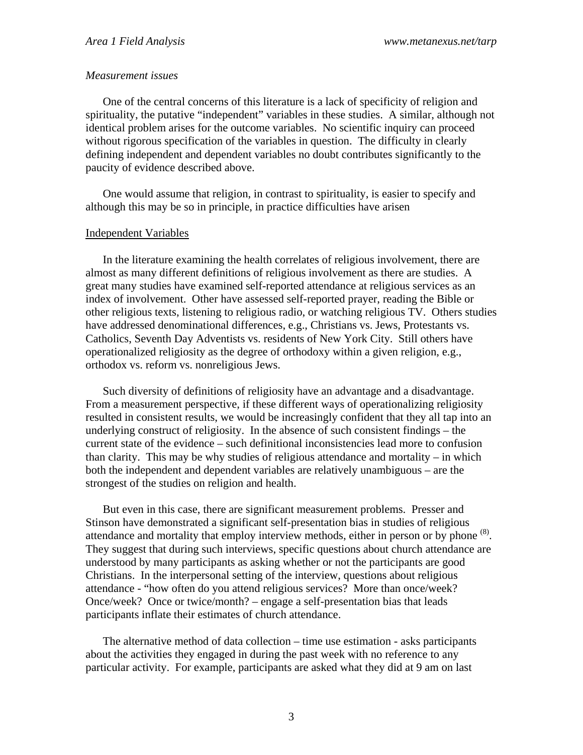*Measurement issues*

One of the central concerns of this literature is a lack of specificity of religion and spirituality, the putative "independent" variables in these studies. A similar, although not identical problem arises for the outcome variables. No scientific inquiry can proceed without rigorous specification of the variables in question. The difficulty in clearly defining independent and dependent variables no doubt contributes significantly to the paucity of evidence described above.

One would assume that religion, in contrast to spirituality, is easier to specify and although this may be so in principle, in practice difficulties have arisen

<u>Independent Variables</u>

In the literature examining the health correlates of religious involvement, there are almost as many different definitions of religious involvement as there are studies. A great many studies have examined self-reported attendance at religious services as an index of involvement. Other have assessed self-reported prayer, reading the Bible or other religious texts, listening to religious radio, or watching religious TV. Others studies have addressed denominational differences, e.g., Christians vs. Jews, Protestants vs. Catholics, Seventh Day Adventists vs. residents of New York City. Still others have operationalized religiosity as the degree of orthodoxy within a given religion, e.g., orthodox vs. reform vs. nonreligious Jews.

Such diversity of definitions of religiosity have an advantage and a disadvantage. From a measurement perspective, if these different ways of operationalizing religiosity resulted in consistent results, we would be increasingly confident that they all tap into an underlying construct of religiosity. In the absence of such consistent findings – the current state of the evidence – such definitional inconsistencies lead more to confusion than clarity. This may be why studies of religious attendance and mortality – in which both the independent and dependent variables are relatively unambiguous – are the strongest of the studies on religion and health.

But even in this case, there are significant measurement problems. Presser and Stinson have demonstrated a significant self-presentation bias in studies of religious attendance and mortality that employ interview methods, either in person or by phone [(8)]. They suggest that during such interviews, specific questions about church attendance are understood by many participants as asking whether or not the participants are good Christians. In the interpersonal setting of the interview, questions about religious attendance - "how often do you attend religious services? More than once/week? Once/week? Once or twice/month? – engage a self-presentation bias that leads participants inflate their estimates of church attendance.

The alternative method of data collection – time use estimation - asks participants about the activities they engaged in during the past week with no reference to any particular activity. For example, participants are asked what they did at 9 am on last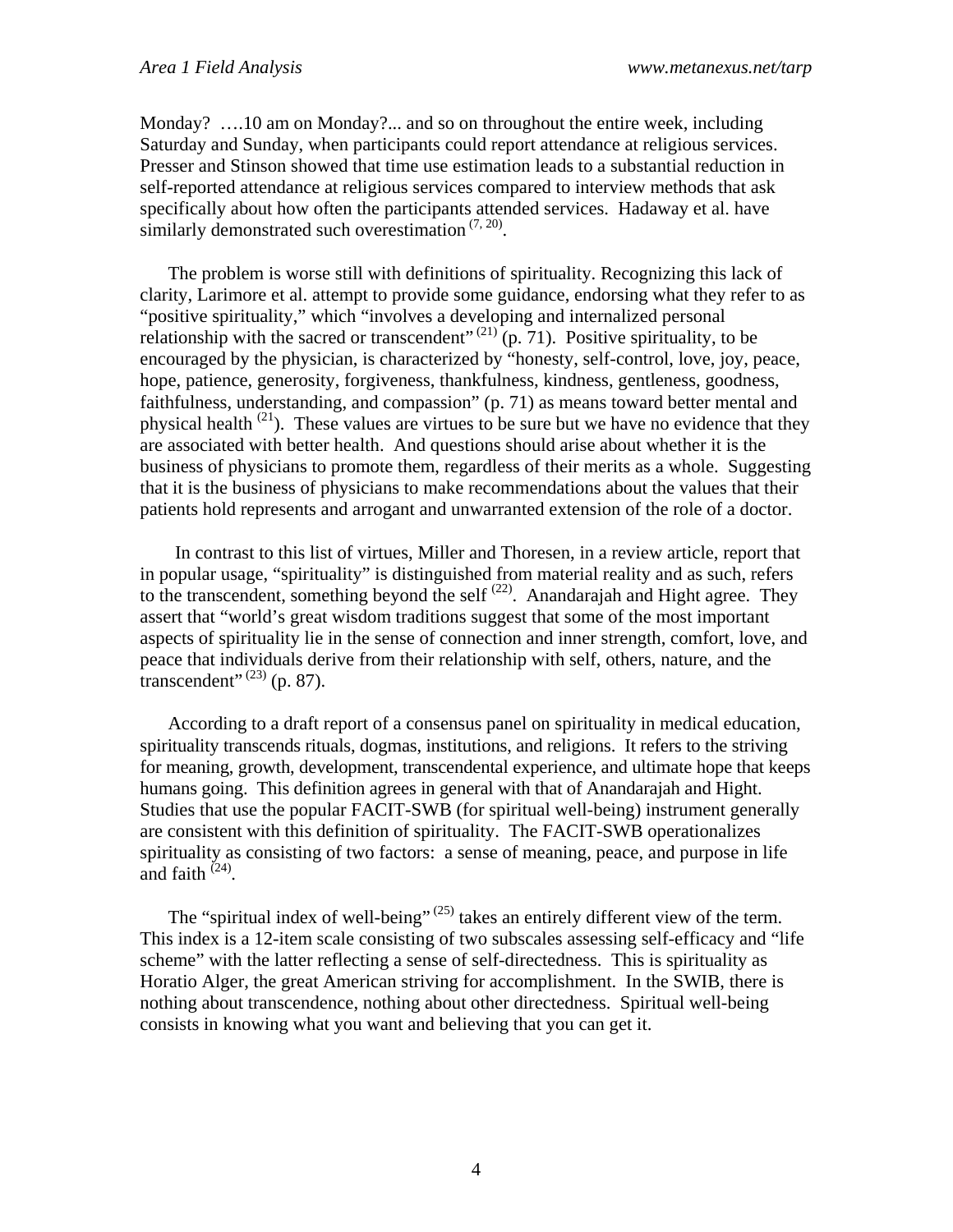Monday? ….10 am on Monday?... and so on throughout the entire week, including Saturday and Sunday, when participants could report attendance at religious services. Presser and Stinson showed that time use estimation leads to a substantial reduction in self-reported attendance at religious services compared to interview methods that ask specifically about how often the participants attended services. Hadaway et al. have similarly demonstrated such overestimation [7, 20].

The problem is worse still with definitions of spirituality. Recognizing this lack of clarity, Larimore et al. attempt to provide some guidance, endorsing what they refer to as "positive spirituality," which "involves a developing and internalized personal relationship with the sacred or transcendent" [21] (p. 71). Positive spirituality, to be encouraged by the physician, is characterized by "honesty, self-control, love, joy, peace, hope, patience, generosity, forgiveness, thankfulness, kindness, gentleness, goodness, faithfulness, understanding, and compassion" (p. 71) as means toward better mental and physical health [21]). These values are virtues to be sure but we have no evidence that they are associated with better health. And questions should arise about whether it is the business of physicians to promote them, regardless of their merits as a whole. Suggesting that it is the business of physicians to make recommendations about the values that their patients hold represents and arrogant and unwarranted extension of the role of a doctor.

In contrast to this list of virtues, Miller and Thoresen, in a review article, report that in popular usage, "spirituality" is distinguished from material reality and as such, refers to the transcendent, something beyond the self [22]. Anandarajah and Hight agree. They assert that "world's great wisdom traditions suggest that some of the most important aspects of spirituality lie in the sense of connection and inner strength, comfort, love, and peace that individuals derive from their relationship with self, others, nature, and the transcendent" [23] (p. 87).

According to a draft report of a consensus panel on spirituality in medical education, spirituality transcends rituals, dogmas, institutions, and religions. It refers to the striving for meaning, growth, development, transcendental experience, and ultimate hope that keeps humans going. This definition agrees in general with that of Anandarajah and Hight. Studies that use the popular FACIT-SWB (for spiritual well-being) instrument generally are consistent with this definition of spirituality. The FACIT-SWB operationalizes spirituality as consisting of two factors: a sense of meaning, peace, and purpose in life and faith [24].

The "spiritual index of well-being" [25] takes an entirely different view of the term. This index is a 12-item scale consisting of two subscales assessing self-efficacy and "life scheme" with the latter reflecting a sense of self-directedness. This is spirituality as Horatio Alger, the great American striving for accomplishment. In the SWIB, there is nothing about transcendence, nothing about other directedness. Spiritual well-being consists in knowing what you want and believing that you can get it.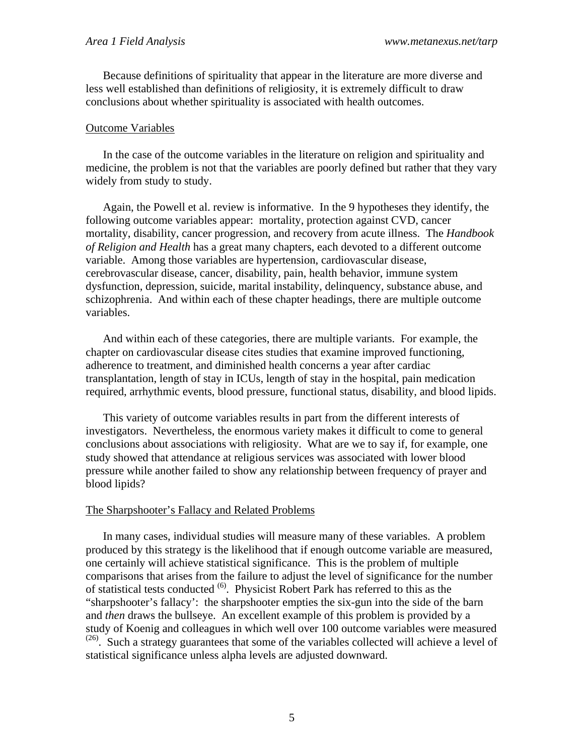Because definitions of spirituality that appear in the literature are more diverse and less well established than definitions of religiosity, it is extremely difficult to draw conclusions about whether spirituality is associated with health outcomes.

## Outcome Variables

In the case of the outcome variables in the literature on religion and spirituality and medicine, the problem is not that the variables are poorly defined but rather that they vary widely from study to study.

Again, the Powell et al. review is informative. In the 9 hypotheses they identify, the following outcome variables appear: mortality, protection against CVD, cancer mortality, disability, cancer progression, and recovery from acute illness. The *Handbook of Religion and Health* has a great many chapters, each devoted to a different outcome variable. Among those variables are hypertension, cardiovascular disease, cerebrovascular disease, cancer, disability, pain, health behavior, immune system dysfunction, depression, suicide, marital instability, delinquency, substance abuse, and schizophrenia. And within each of these chapter headings, there are multiple outcome variables.

And within each of these categories, there are multiple variants. For example, the chapter on cardiovascular disease cites studies that examine improved functioning, adherence to treatment, and diminished health concerns a year after cardiac transplantation, length of stay in ICUs, length of stay in the hospital, pain medication required, arrhythmic events, blood pressure, functional status, disability, and blood lipids.

This variety of outcome variables results in part from the different interests of investigators. Nevertheless, the enormous variety makes it difficult to come to general conclusions about associations with religiosity. What are we to say if, for example, one study showed that attendance at religious services was associated with lower blood pressure while another failed to show any relationship between frequency of prayer and blood lipids?

## The Sharpshooter's Fallacy and Related Problems

In many cases, individual studies will measure many of these variables. A problem produced by this strategy is the likelihood that if enough outcome variable are measured, one certainly will achieve statistical significance. This is the problem of multiple comparisons that arises from the failure to adjust the level of significance for the number of statistical tests conducted [6]. Physicist Robert Park has referred to this as the "sharpshooter's fallacy': the sharpshooter empties the six-gun into the side of the barn and *then* draws the bullseye. An excellent example of this problem is provided by a study of Koenig and colleagues in which well over 100 outcome variables were measured [26]. Such a strategy guarantees that some of the variables collected will achieve a level of statistical significance unless alpha levels are adjusted downward.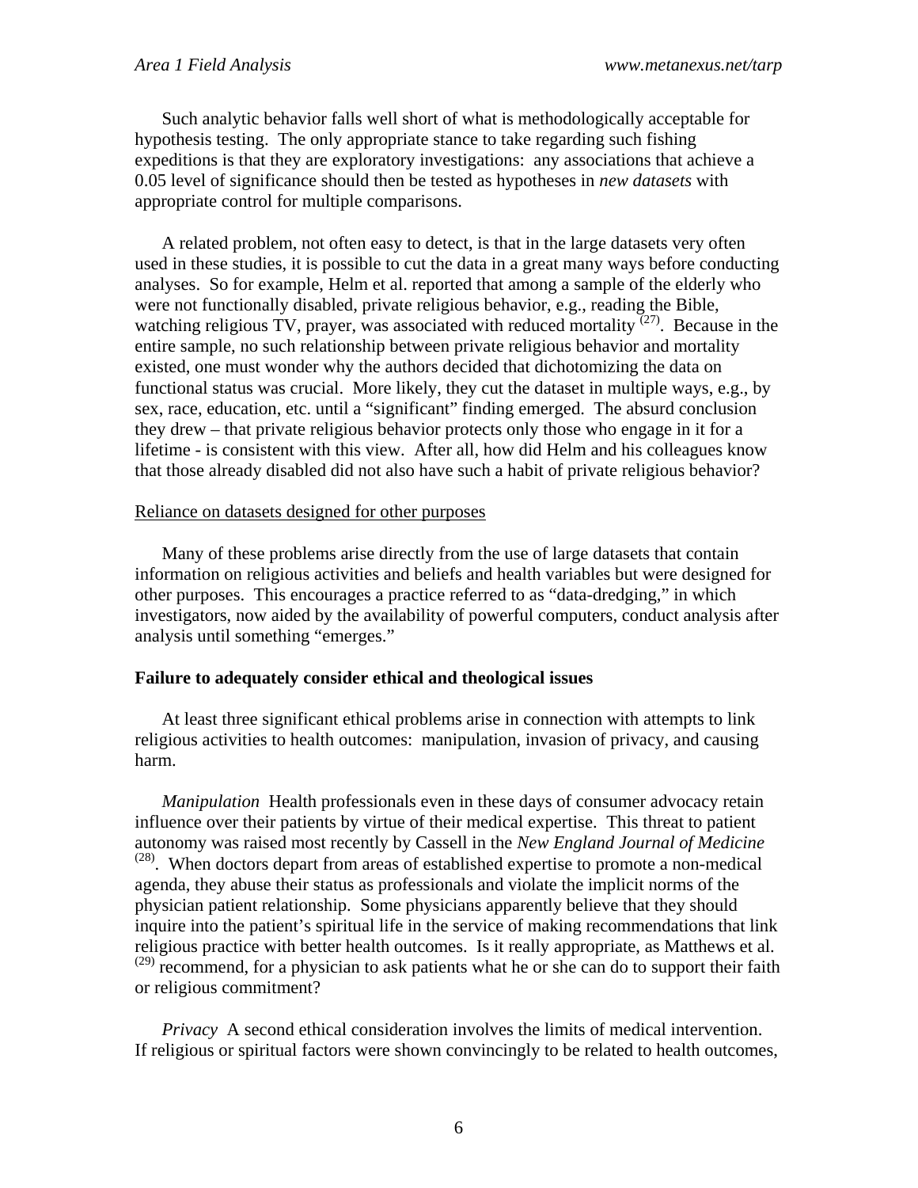Such analytic behavior falls well short of what is methodologically acceptable for hypothesis testing. The only appropriate stance to take regarding such fishing expeditions is that they are exploratory investigations: any associations that achieve a 0.05 level of significance should then be tested as hypotheses in *new datasets* with appropriate control for multiple comparisons.

A related problem, not often easy to detect, is that in the large datasets very often used in these studies, it is possible to cut the data in a great many ways before conducting analyses. So for example, Helm et al. reported that among a sample of the elderly who were not functionally disabled, private religious behavior, e.g., reading the Bible, watching religious TV, prayer, was associated with reduced mortality [27]. Because in the entire sample, no such relationship between private religious behavior and mortality existed, one must wonder why the authors decided that dichotomizing the data on functional status was crucial. More likely, they cut the dataset in multiple ways, e.g., by sex, race, education, etc. until a "significant" finding emerged. The absurd conclusion they drew – that private religious behavior protects only those who engage in it for a lifetime - is consistent with this view. After all, how did Helm and his colleagues know that those already disabled did not also have such a habit of private religious behavior?

Reliance on datasets designed for other purposes

Many of these problems arise directly from the use of large datasets that contain information on religious activities and beliefs and health variables but were designed for other purposes. This encourages a practice referred to as "data-dredging," in which investigators, now aided by the availability of powerful computers, conduct analysis after analysis until something "emerges."

**Failure to adequately consider ethical and theological issues**

At least three significant ethical problems arise in connection with attempts to link religious activities to health outcomes: manipulation, invasion of privacy, and causing harm.

*Manipulation* Health professionals even in these days of consumer advocacy retain influence over their patients by virtue of their medical expertise. This threat to patient autonomy was raised most recently by Cassell in the *New England Journal of Medicine* [28]. When doctors depart from areas of established expertise to promote a non-medical agenda, they abuse their status as professionals and violate the implicit norms of the physician patient relationship. Some physicians apparently believe that they should inquire into the patient's spiritual life in the service of making recommendations that link religious practice with better health outcomes. Is it really appropriate, as Matthews et al. [29] recommend, for a physician to ask patients what he or she can do to support their faith or religious commitment?

*Privacy* A second ethical consideration involves the limits of medical intervention. If religious or spiritual factors were shown convincingly to be related to health outcomes,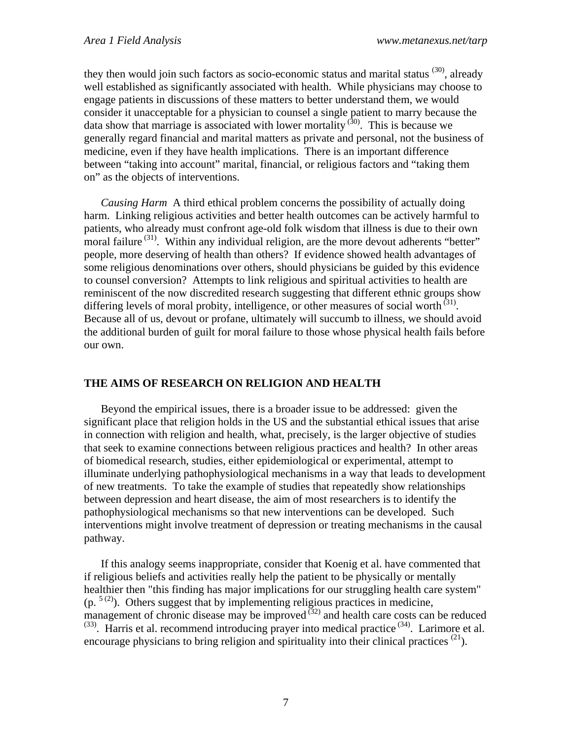they then would join such factors as socio-economic status and marital status [30], already well established as significantly associated with health. While physicians may choose to engage patients in discussions of these matters to better understand them, we would consider it unacceptable for a physician to counsel a single patient to marry because the data show that marriage is associated with lower mortality [30]. This is because we generally regard financial and marital matters as private and personal, not the business of medicine, even if they have health implications. There is an important difference between "taking into account" marital, financial, or religious factors and "taking them on" as the objects of interventions.

*Causing Harm* A third ethical problem concerns the possibility of actually doing harm. Linking religious activities and better health outcomes can be actively harmful to patients, who already must confront age-old folk wisdom that illness is due to their own moral failure [31]. Within any individual religion, are the more devout adherents "better" people, more deserving of health than others? If evidence showed health advantages of some religious denominations over others, should physicians be guided by this evidence to counsel conversion? Attempts to link religious and spiritual activities to health are reminiscent of the now discredited research suggesting that different ethnic groups show differing levels of moral probity, intelligence, or other measures of social worth [31]. Because all of us, devout or profane, ultimately will succumb to illness, we should avoid the additional burden of guilt for moral failure to those whose physical health fails before our own.

## THE AIMS OF RESEARCH ON RELIGION AND HEALTH

Beyond the empirical issues, there is a broader issue to be addressed: given the significant place that religion holds in the US and the substantial ethical issues that arise in connection with religion and health, what, precisely, is the larger objective of studies that seek to examine connections between religious practices and health? In other areas of biomedical research, studies, either epidemiological or experimental, attempt to illuminate underlying pathophysiological mechanisms in a way that leads to development of new treatments. To take the example of studies that repeatedly show relationships between depression and heart disease, the aim of most researchers is to identify the pathophysiological mechanisms so that new interventions can be developed. Such interventions might involve treatment of depression or treating mechanisms in the causal pathway.

If this analogy seems inappropriate, consider that Koenig et al. have commented that if religious beliefs and activities really help the patient to be physically or mentally healthier then "this finding has major implications for our struggling health care system" (p. 5 [2]). Others suggest that by implementing religious practices in medicine, management of chronic disease may be improved [32] and health care costs can be reduced [33]. Harris et al. recommend introducing prayer into medical practice [34]. Larimore et al. encourage physicians to bring religion and spirituality into their clinical practices [21].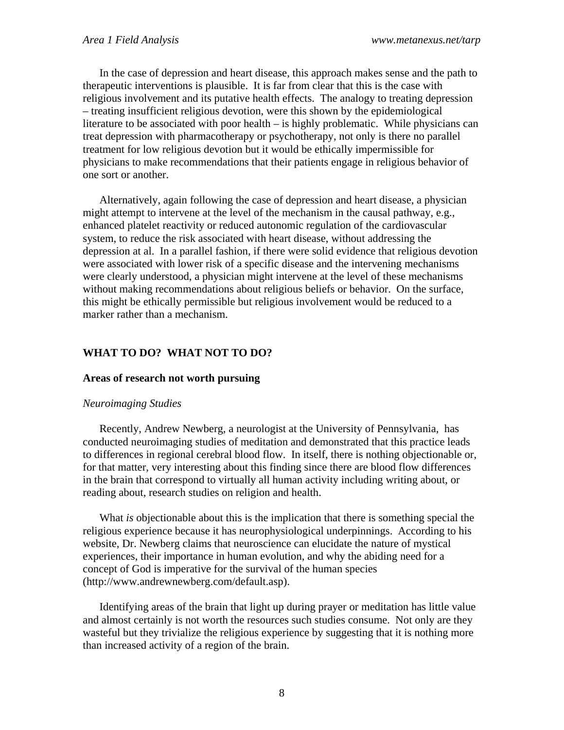In the case of depression and heart disease, this approach makes sense and the path to therapeutic interventions is plausible. It is far from clear that this is the case with religious involvement and its putative health effects. The analogy to treating depression – treating insufficient religious devotion, were this shown by the epidemiological literature to be associated with poor health – is highly problematic. While physicians can treat depression with pharmacotherapy or psychotherapy, not only is there no parallel treatment for low religious devotion but it would be ethically impermissible for physicians to make recommendations that their patients engage in religious behavior of one sort or another.

Alternatively, again following the case of depression and heart disease, a physician might attempt to intervene at the level of the mechanism in the causal pathway, e.g., enhanced platelet reactivity or reduced autonomic regulation of the cardiovascular system, to reduce the risk associated with heart disease, without addressing the depression at al. In a parallel fashion, if there were solid evidence that religious devotion were associated with lower risk of a specific disease and the intervening mechanisms were clearly understood, a physician might intervene at the level of these mechanisms without making recommendations about religious beliefs or behavior. On the surface, this might be ethically permissible but religious involvement would be reduced to a marker rather than a mechanism.

## WHAT TO DO? WHAT NOT TO DO?

### Areas of research not worth pursuing

*Neuroimaging Studies*

Recently, Andrew Newberg, a neurologist at the University of Pennsylvania, has conducted neuroimaging studies of meditation and demonstrated that this practice leads to differences in regional cerebral blood flow. In itself, there is nothing objectionable or, for that matter, very interesting about this finding since there are blood flow differences in the brain that correspond to virtually all human activity including writing about, or reading about, research studies on religion and health.

What *is* objectionable about this is the implication that there is something special the religious experience because it has neurophysiological underpinnings. According to his website, Dr. Newberg claims that neuroscience can elucidate the nature of mystical experiences, their importance in human evolution, and why the abiding need for a concept of God is imperative for the survival of the human species (http://www.andrewnewberg.com/default.asp).

Identifying areas of the brain that light up during prayer or meditation has little value and almost certainly is not worth the resources such studies consume. Not only are they wasteful but they trivialize the religious experience by suggesting that it is nothing more than increased activity of a region of the brain.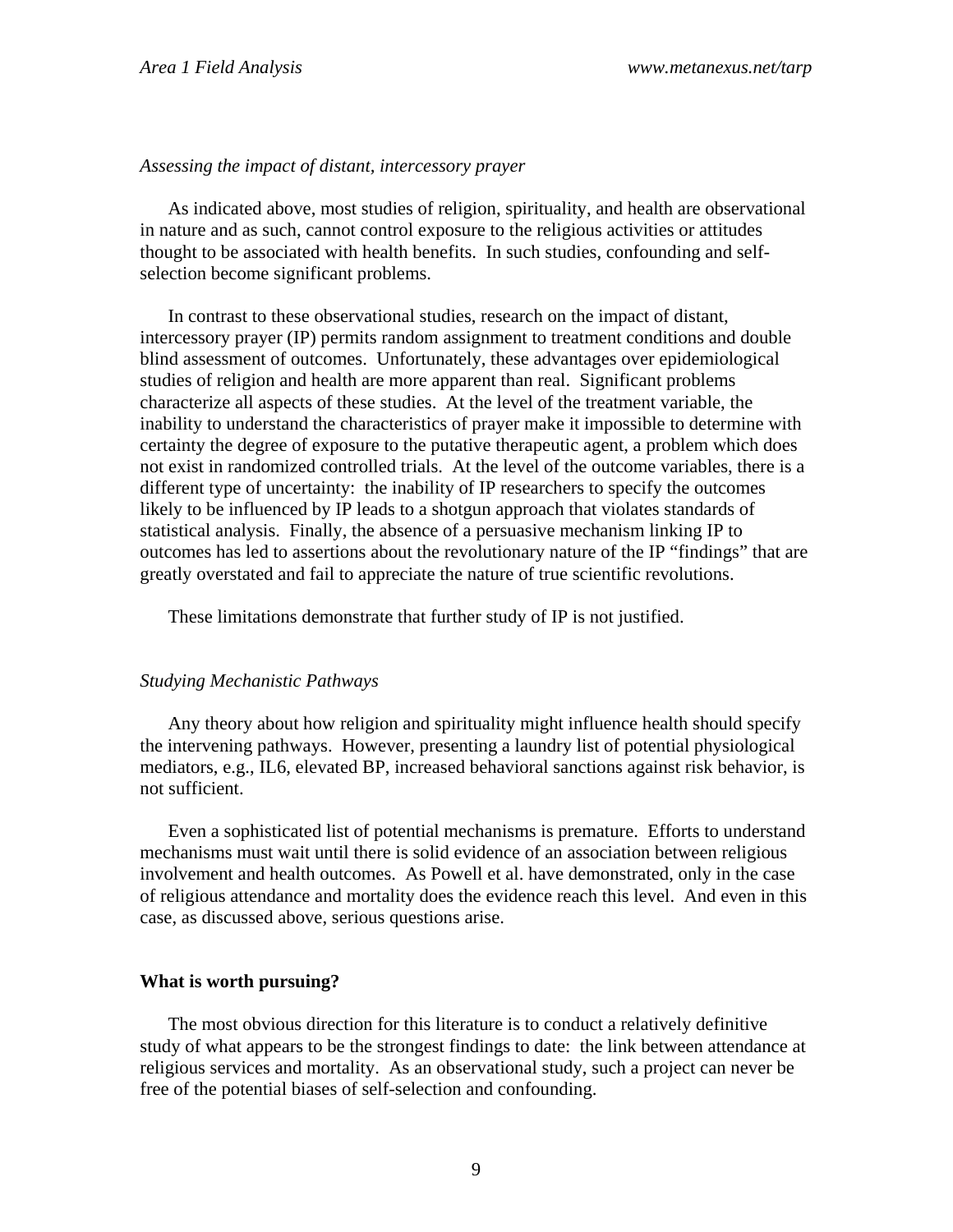*Assessing the impact of distant, intercessory prayer*

As indicated above, most studies of religion, spirituality, and health are observational in nature and as such, cannot control exposure to the religious activities or attitudes thought to be associated with health benefits. In such studies, confounding and self-selection become significant problems.

In contrast to these observational studies, research on the impact of distant, intercessory prayer (IP) permits random assignment to treatment conditions and double blind assessment of outcomes. Unfortunately, these advantages over epidemiological studies of religion and health are more apparent than real. Significant problems characterize all aspects of these studies. At the level of the treatment variable, the inability to understand the characteristics of prayer make it impossible to determine with certainty the degree of exposure to the putative therapeutic agent, a problem which does not exist in randomized controlled trials. At the level of the outcome variables, there is a different type of uncertainty: the inability of IP researchers to specify the outcomes likely to be influenced by IP leads to a shotgun approach that violates standards of statistical analysis. Finally, the absence of a persuasive mechanism linking IP to outcomes has led to assertions about the revolutionary nature of the IP "findings" that are greatly overstated and fail to appreciate the nature of true scientific revolutions.

These limitations demonstrate that further study of IP is not justified.

*Studying Mechanistic Pathways*

Any theory about how religion and spirituality might influence health should specify the intervening pathways. However, presenting a laundry list of potential physiological mediators, e.g., IL6, elevated BP, increased behavioral sanctions against risk behavior, is not sufficient.

Even a sophisticated list of potential mechanisms is premature. Efforts to understand mechanisms must wait until there is solid evidence of an association between religious involvement and health outcomes. As Powell et al. have demonstrated, only in the case of religious attendance and mortality does the evidence reach this level. And even in this case, as discussed above, serious questions arise.

**What is worth pursuing?**

The most obvious direction for this literature is to conduct a relatively definitive study of what appears to be the strongest findings to date: the link between attendance at religious services and mortality. As an observational study, such a project can never be free of the potential biases of self-selection and confounding.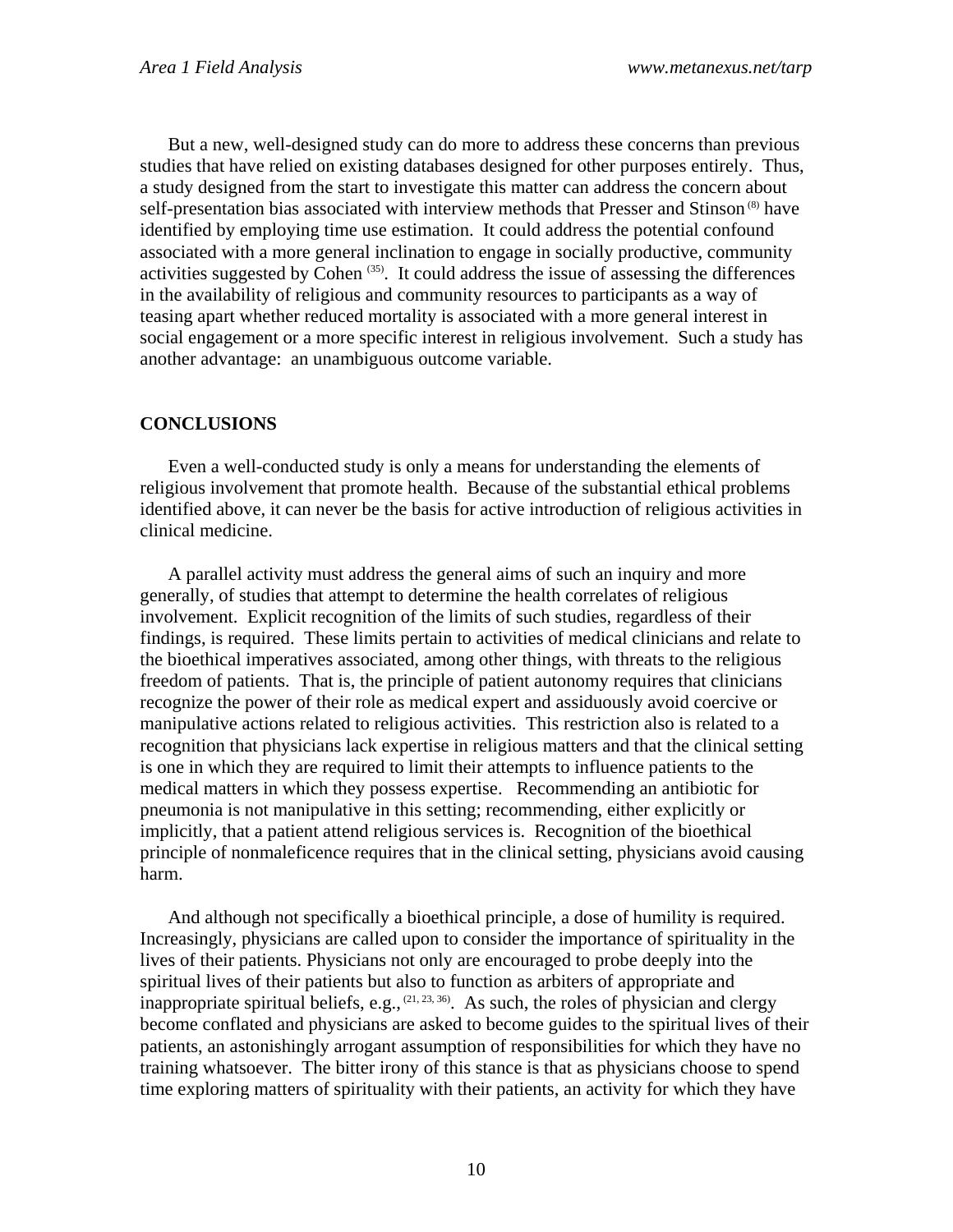But a new, well-designed study can do more to address these concerns than previous studies that have relied on existing databases designed for other purposes entirely. Thus, a study designed from the start to investigate this matter can address the concern about self-presentation bias associated with interview methods that Presser and Stinson [8] have identified by employing time use estimation. It could address the potential confound associated with a more general inclination to engage in socially productive, community activities suggested by Cohen [35]. It could address the issue of assessing the differences in the availability of religious and community resources to participants as a way of teasing apart whether reduced mortality is associated with a more general interest in social engagement or a more specific interest in religious involvement. Such a study has another advantage: an unambiguous outcome variable.

## CONCLUSIONS

Even a well-conducted study is only a means for understanding the elements of religious involvement that promote health. Because of the substantial ethical problems identified above, it can never be the basis for active introduction of religious activities in clinical medicine.

A parallel activity must address the general aims of such an inquiry and more generally, of studies that attempt to determine the health correlates of religious involvement. Explicit recognition of the limits of such studies, regardless of their findings, is required. These limits pertain to activities of medical clinicians and relate to the bioethical imperatives associated, among other things, with threats to the religious freedom of patients. That is, the principle of patient autonomy requires that clinicians recognize the power of their role as medical expert and assiduously avoid coercive or manipulative actions related to religious activities. This restriction also is related to a recognition that physicians lack expertise in religious matters and that the clinical setting is one in which they are required to limit their attempts to influence patients to the medical matters in which they possess expertise. Recommending an antibiotic for pneumonia is not manipulative in this setting; recommending, either explicitly or implicitly, that a patient attend religious services is. Recognition of the bioethical principle of nonmaleficence requires that in the clinical setting, physicians avoid causing harm.

And although not specifically a bioethical principle, a dose of humility is required. Increasingly, physicians are called upon to consider the importance of spirituality in the lives of their patients. Physicians not only are encouraged to probe deeply into the spiritual lives of their patients but also to function as arbiters of appropriate and inappropriate spiritual beliefs, e.g., [21, 23, 36]. As such, the roles of physician and clergy become conflated and physicians are asked to become guides to the spiritual lives of their patients, an astonishingly arrogant assumption of responsibilities for which they have no training whatsoever. The bitter irony of this stance is that as physicians choose to spend time exploring matters of spirituality with their patients, an activity for which they have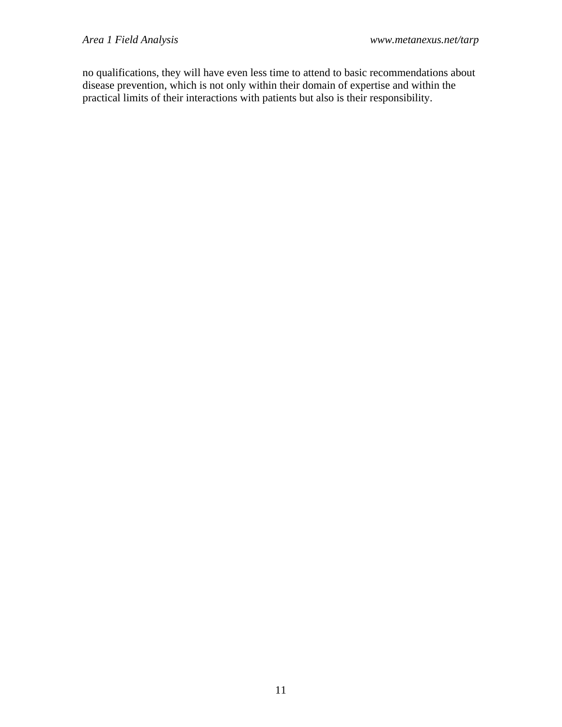no qualifications, they will have even less time to attend to basic recommendations about disease prevention, which is not only within their domain of expertise and within the practical limits of their interactions with patients but also is their responsibility.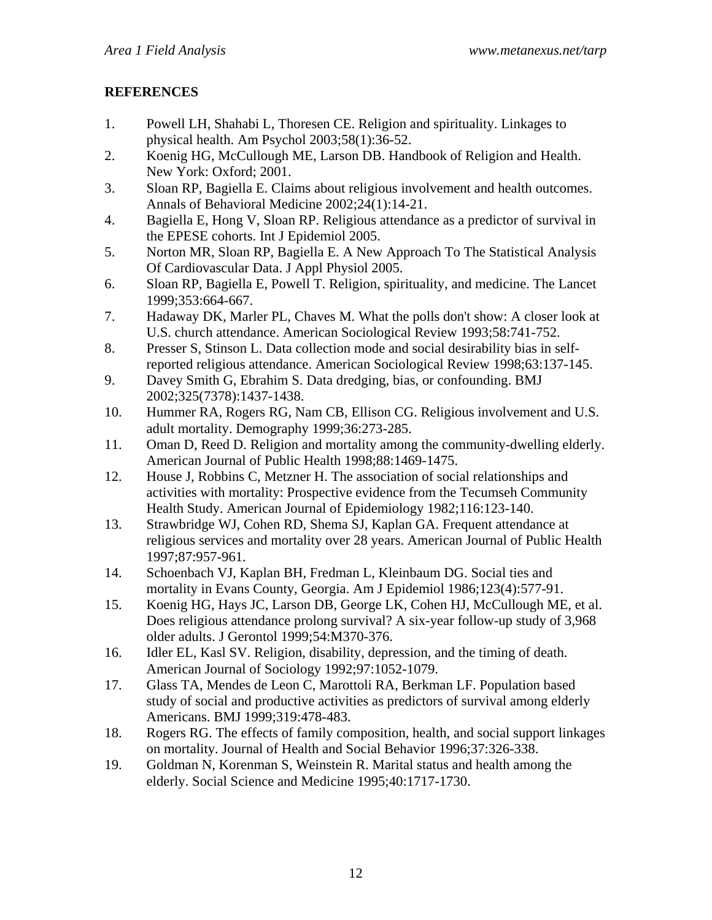## REFERENCES

1. Powell LH, Shahabi L, Thoresen CE. Religion and spirituality. Linkages to physical health. Am Psychol 2003;58(1):36-52.
2. Koenig HG, McCullough ME, Larson DB. Handbook of Religion and Health. New York: Oxford; 2001.
3. Sloan RP, Bagiella E. Claims about religious involvement and health outcomes. Annals of Behavioral Medicine 2002;24(1):14-21.
4. Bagiella E, Hong V, Sloan RP. Religious attendance as a predictor of survival in the EPESE cohorts. Int J Epidemiol 2005.
5. Norton MR, Sloan RP, Bagiella E. A New Approach To The Statistical Analysis Of Cardiovascular Data. J Appl Physiol 2005.
6. Sloan RP, Bagiella E, Powell T. Religion, spirituality, and medicine. The Lancet 1999;353:664-667.
7. Hadaway DK, Marler PL, Chaves M. What the polls don't show: A closer look at U.S. church attendance. American Sociological Review 1993;58:741-752.
8. Presser S, Stinson L. Data collection mode and social desirability bias in self-reported religious attendance. American Sociological Review 1998;63:137-145.
9. Davey Smith G, Ebrahim S. Data dredging, bias, or confounding. BMJ 2002;325(7378):1437-1438.
10. Hummer RA, Rogers RG, Nam CB, Ellison CG. Religious involvement and U.S. adult mortality. Demography 1999;36:273-285.
11. Oman D, Reed D. Religion and mortality among the community-dwelling elderly. American Journal of Public Health 1998;88:1469-1475.
12. House J, Robbins C, Metzner H. The association of social relationships and activities with mortality: Prospective evidence from the Tecumseh Community Health Study. American Journal of Epidemiology 1982;116:123-140.
13. Strawbridge WJ, Cohen RD, Shema SJ, Kaplan GA. Frequent attendance at religious services and mortality over 28 years. American Journal of Public Health 1997;87:957-961.
14. Schoenbach VJ, Kaplan BH, Fredman L, Kleinbaum DG. Social ties and mortality in Evans County, Georgia. Am J Epidemiol 1986;123(4):577-91.
15. Koenig HG, Hays JC, Larson DB, George LK, Cohen HJ, McCullough ME, et al. Does religious attendance prolong survival? A six-year follow-up study of 3,968 older adults. J Gerontol 1999;54:M370-376.
16. Idler EL, Kasl SV. Religion, disability, depression, and the timing of death. American Journal of Sociology 1992;97:1052-1079.
17. Glass TA, Mendes de Leon C, Marottoli RA, Berkman LF. Population based study of social and productive activities as predictors of survival among elderly Americans. BMJ 1999;319:478-483.
18. Rogers RG. The effects of family composition, health, and social support linkages on mortality. Journal of Health and Social Behavior 1996;37:326-338.
19. Goldman N, Korenman S, Weinstein R. Marital status and health among the elderly. Social Science and Medicine 1995;40:1717-1730.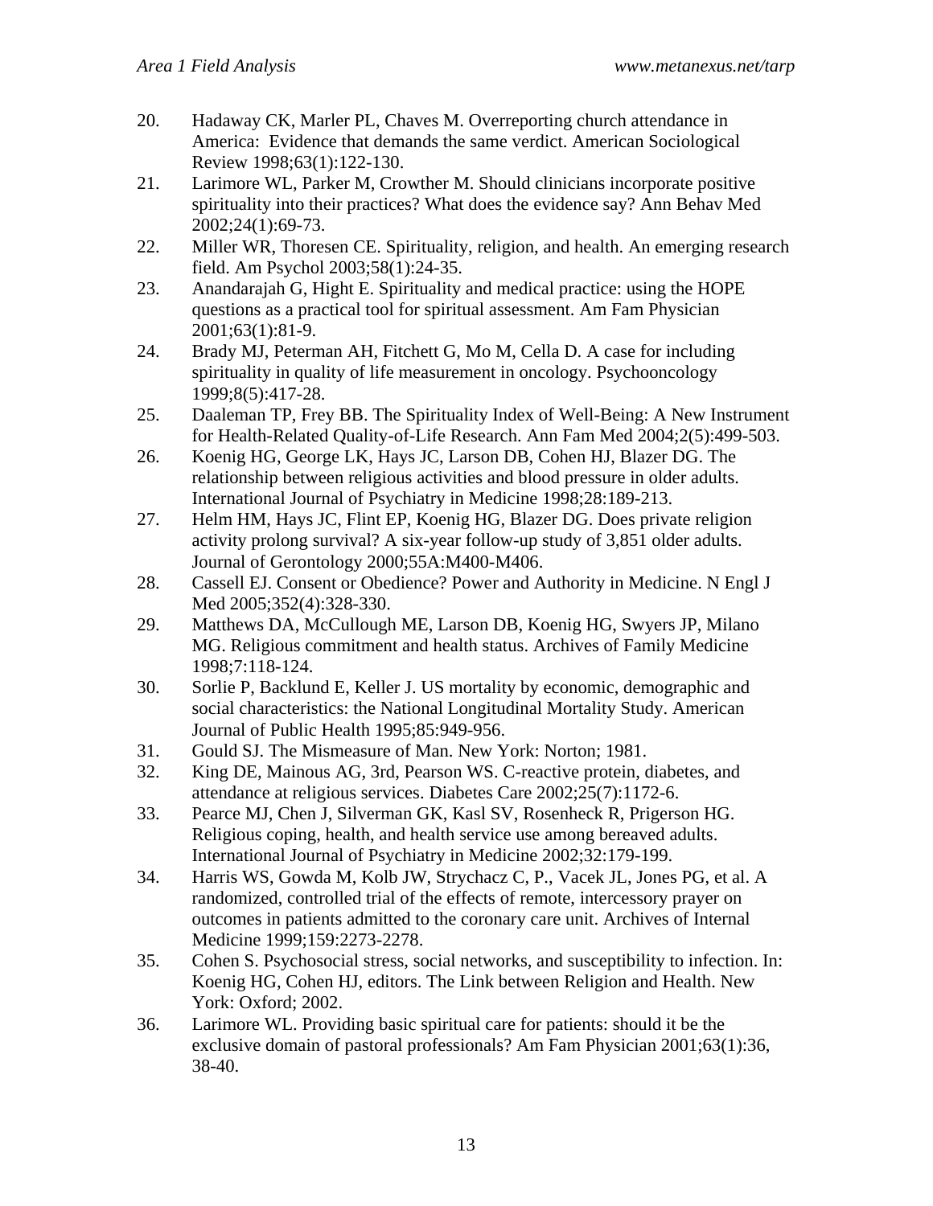20. Hadaway CK, Marler PL, Chaves M. Overreporting church attendance in America: Evidence that demands the same verdict. American Sociological Review 1998;63(1):122-130.
21. Larimore WL, Parker M, Crowther M. Should clinicians incorporate positive spirituality into their practices? What does the evidence say? Ann Behav Med 2002;24(1):69-73.
22. Miller WR, Thoresen CE. Spirituality, religion, and health. An emerging research field. Am Psychol 2003;58(1):24-35.
23. Anandarajah G, Hight E. Spirituality and medical practice: using the HOPE questions as a practical tool for spiritual assessment. Am Fam Physician 2001;63(1):81-9.
24. Brady MJ, Peterman AH, Fitchett G, Mo M, Cella D. A case for including spirituality in quality of life measurement in oncology. Psychooncology 1999;8(5):417-28.
25. Daaleman TP, Frey BB. The Spirituality Index of Well-Being: A New Instrument for Health-Related Quality-of-Life Research. Ann Fam Med 2004;2(5):499-503.
26. Koenig HG, George LK, Hays JC, Larson DB, Cohen HJ, Blazer DG. The relationship between religious activities and blood pressure in older adults. International Journal of Psychiatry in Medicine 1998;28:189-213.
27. Helm HM, Hays JC, Flint EP, Koenig HG, Blazer DG. Does private religion activity prolong survival? A six-year follow-up study of 3,851 older adults. Journal of Gerontology 2000;55A:M400-M406.
28. Cassell EJ. Consent or Obedience? Power and Authority in Medicine. N Engl J Med 2005;352(4):328-330.
29. Matthews DA, McCullough ME, Larson DB, Koenig HG, Swyers JP, Milano MG. Religious commitment and health status. Archives of Family Medicine 1998;7:118-124.
30. Sorlie P, Backlund E, Keller J. US mortality by economic, demographic and social characteristics: the National Longitudinal Mortality Study. American Journal of Public Health 1995;85:949-956.
31. Gould SJ. The Mismeasure of Man. New York: Norton; 1981.
32. King DE, Mainous AG, 3rd, Pearson WS. C-reactive protein, diabetes, and attendance at religious services. Diabetes Care 2002;25(7):1172-6.
33. Pearce MJ, Chen J, Silverman GK, Kasl SV, Rosenheck R, Prigerson HG. Religious coping, health, and health service use among bereaved adults. International Journal of Psychiatry in Medicine 2002;32:179-199.
34. Harris WS, Gowda M, Kolb JW, Strychacz C, P., Vacek JL, Jones PG, et al. A randomized, controlled trial of the effects of remote, intercessory prayer on outcomes in patients admitted to the coronary care unit. Archives of Internal Medicine 1999;159:2273-2278.
35. Cohen S. Psychosocial stress, social networks, and susceptibility to infection. In: Koenig HG, Cohen HJ, editors. The Link between Religion and Health. New York: Oxford; 2002.
36. Larimore WL. Providing basic spiritual care for patients: should it be the exclusive domain of pastoral professionals? Am Fam Physician 2001;63(1):36, 38-40.